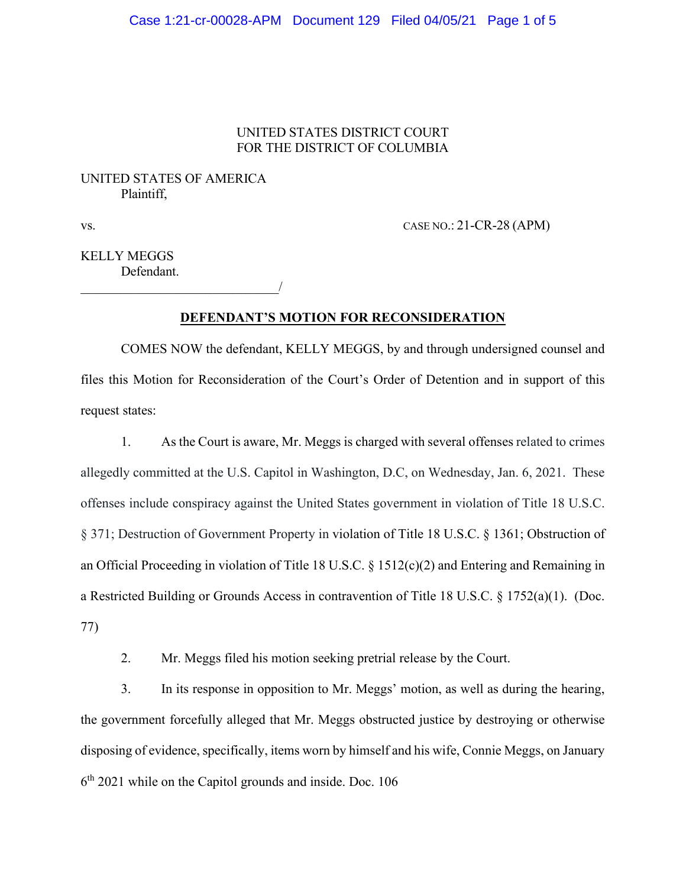UNITED STATES DISTRICT COURT
FOR THE DISTRICT OF COLUMBIA

UNITED STATES OF AMERICA
Plaintiff,

vs. CASE NO.: 21-CR-28 (APM)

KELLY MEGGS
Defendant.
______________________________/

**DEFENDANT'S MOTION FOR RECONSIDERATION**

COMES NOW the defendant, KELLY MEGGS, by and through undersigned counsel and files this Motion for Reconsideration of the Court's Order of Detention and in support of this request states:

1. As the Court is aware, Mr. Meggs is charged with several offenses related to crimes allegedly committed at the U.S. Capitol in Washington, D.C, on Wednesday, Jan. 6, 2021. These offenses include conspiracy against the United States government in violation of Title 18 U.S.C. § 371; Destruction of Government Property in violation of Title 18 U.S.C. § 1361; Obstruction of an Official Proceeding in violation of Title 18 U.S.C. § 1512(c)(2) and Entering and Remaining in a Restricted Building or Grounds Access in contravention of Title 18 U.S.C. § 1752(a)(1). (Doc. 77)

2. Mr. Meggs filed his motion seeking pretrial release by the Court.

3. In its response in opposition to Mr. Meggs' motion, as well as during the hearing, the government forcefully alleged that Mr. Meggs obstructed justice by destroying or otherwise disposing of evidence, specifically, items worn by himself and his wife, Connie Meggs, on January 6th 2021 while on the Capitol grounds and inside. Doc. 106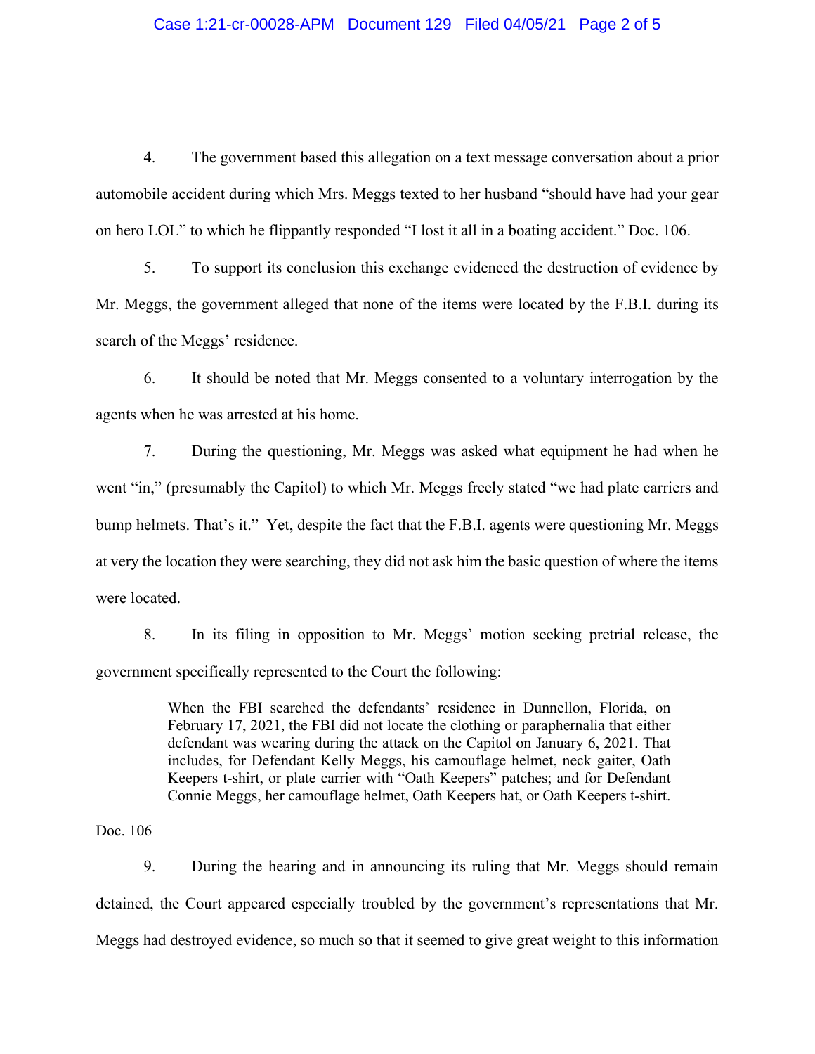4. The government based this allegation on a text message conversation about a prior automobile accident during which Mrs. Meggs texted to her husband "should have had your gear on hero LOL" to which he flippantly responded "I lost it all in a boating accident." Doc. 106.

5. To support its conclusion this exchange evidenced the destruction of evidence by Mr. Meggs, the government alleged that none of the items were located by the F.B.I. during its search of the Meggs' residence.

6. It should be noted that Mr. Meggs consented to a voluntary interrogation by the agents when he was arrested at his home.

7. During the questioning, Mr. Meggs was asked what equipment he had when he went "in," (presumably the Capitol) to which Mr. Meggs freely stated "we had plate carriers and bump helmets. That's it." Yet, despite the fact that the F.B.I. agents were questioning Mr. Meggs at very the location they were searching, they did not ask him the basic question of where the items were located.

8. In its filing in opposition to Mr. Meggs' motion seeking pretrial release, the government specifically represented to the Court the following:

> When the FBI searched the defendants' residence in Dunnellon, Florida, on February 17, 2021, the FBI did not locate the clothing or paraphernalia that either defendant was wearing during the attack on the Capitol on January 6, 2021. That includes, for Defendant Kelly Meggs, his camouflage helmet, neck gaiter, Oath Keepers t-shirt, or plate carrier with "Oath Keepers" patches; and for Defendant Connie Meggs, her camouflage helmet, Oath Keepers hat, or Oath Keepers t-shirt.

Doc. 106

9. During the hearing and in announcing its ruling that Mr. Meggs should remain detained, the Court appeared especially troubled by the government's representations that Mr. Meggs had destroyed evidence, so much so that it seemed to give great weight to this information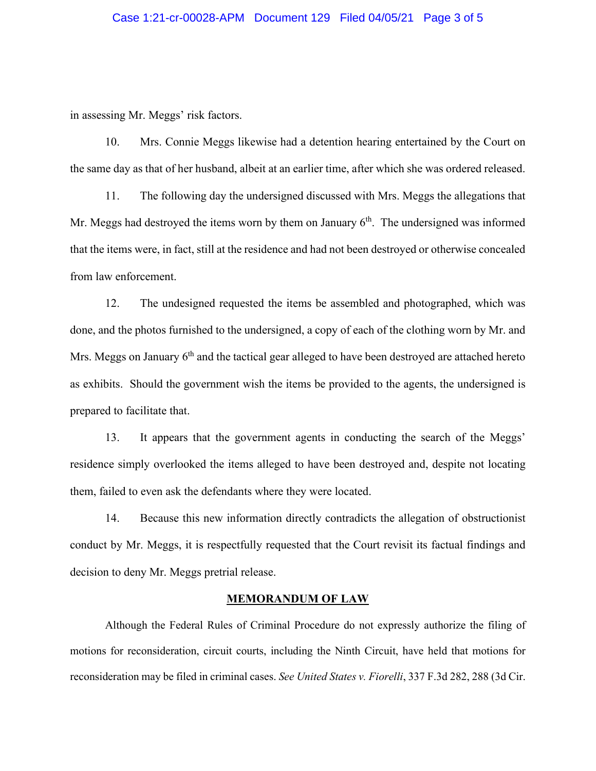in assessing Mr. Meggs' risk factors.

10. Mrs. Connie Meggs likewise had a detention hearing entertained by the Court on the same day as that of her husband, albeit at an earlier time, after which she was ordered released.

11. The following day the undersigned discussed with Mrs. Meggs the allegations that Mr. Meggs had destroyed the items worn by them on January 6th. The undersigned was informed that the items were, in fact, still at the residence and had not been destroyed or otherwise concealed from law enforcement.

12. The undesigned requested the items be assembled and photographed, which was done, and the photos furnished to the undersigned, a copy of each of the clothing worn by Mr. and Mrs. Meggs on January 6th and the tactical gear alleged to have been destroyed are attached hereto as exhibits. Should the government wish the items be provided to the agents, the undersigned is prepared to facilitate that.

13. It appears that the government agents in conducting the search of the Meggs' residence simply overlooked the items alleged to have been destroyed and, despite not locating them, failed to even ask the defendants where they were located.

14. Because this new information directly contradicts the allegation of obstructionist conduct by Mr. Meggs, it is respectfully requested that the Court revisit its factual findings and decision to deny Mr. Meggs pretrial release.

## MEMORANDUM OF LAW

Although the Federal Rules of Criminal Procedure do not expressly authorize the filing of motions for reconsideration, circuit courts, including the Ninth Circuit, have held that motions for reconsideration may be filed in criminal cases. *See United States v. Fiorelli*, 337 F.3d 282, 288 (3d Cir.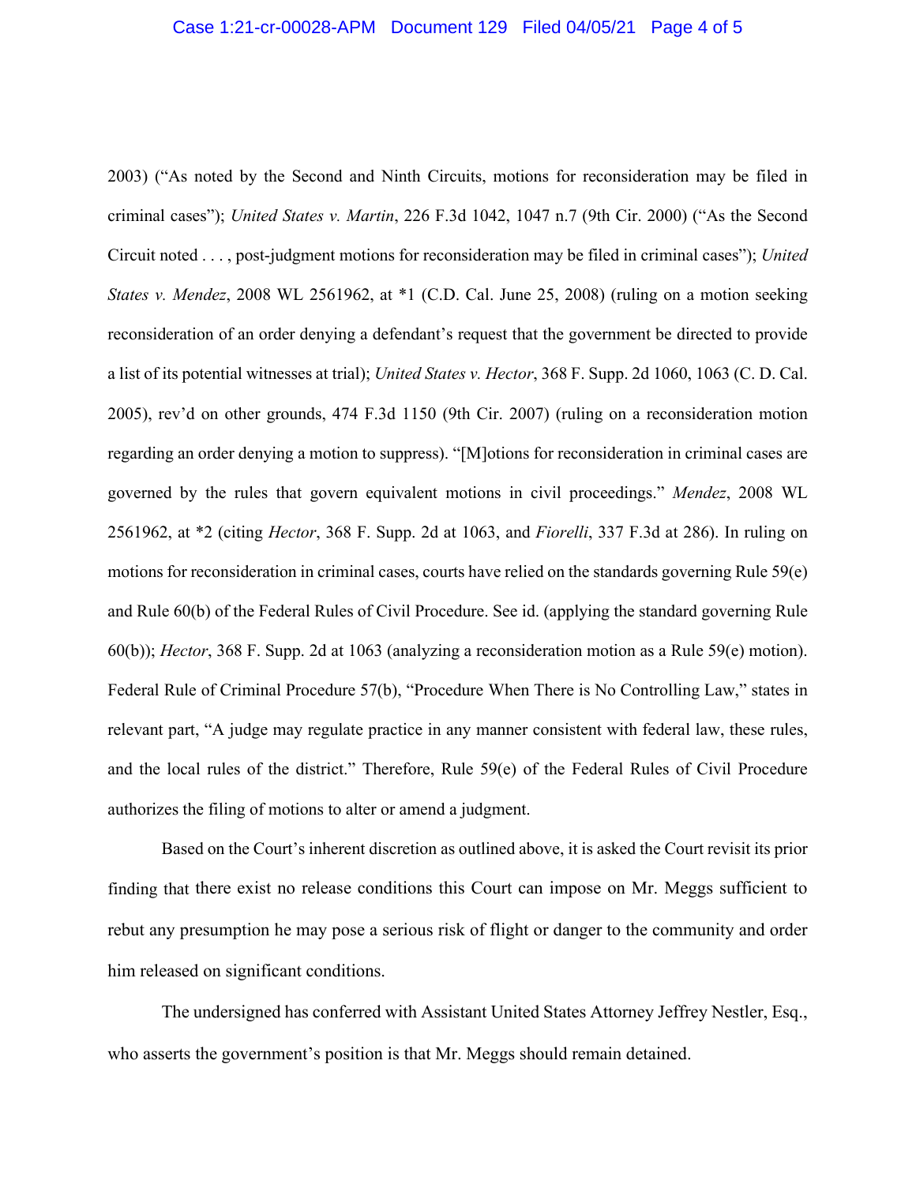2003) ("As noted by the Second and Ninth Circuits, motions for reconsideration may be filed in criminal cases"); *United States v. Martin*, 226 F.3d 1042, 1047 n.7 (9th Cir. 2000) ("As the Second Circuit noted . . . , post-judgment motions for reconsideration may be filed in criminal cases"); *United States v. Mendez*, 2008 WL 2561962, at *1 (C.D. Cal. June 25, 2008) (ruling on a motion seeking reconsideration of an order denying a defendant's request that the government be directed to provide a list of its potential witnesses at trial); *United States v. Hector*, 368 F. Supp. 2d 1060, 1063 (C. D. Cal. 2005), rev'd on other grounds, 474 F.3d 1150 (9th Cir. 2007) (ruling on a reconsideration motion regarding an order denying a motion to suppress). "[M]otions for reconsideration in criminal cases are governed by the rules that govern equivalent motions in civil proceedings." *Mendez*, 2008 WL 2561962, at *2 (citing *Hector*, 368 F. Supp. 2d at 1063, and *Fiorelli*, 337 F.3d at 286). In ruling on motions for reconsideration in criminal cases, courts have relied on the standards governing Rule 59(e) and Rule 60(b) of the Federal Rules of Civil Procedure. See id. (applying the standard governing Rule 60(b)); *Hector*, 368 F. Supp. 2d at 1063 (analyzing a reconsideration motion as a Rule 59(e) motion). Federal Rule of Criminal Procedure 57(b), "Procedure When There is No Controlling Law," states in relevant part, "A judge may regulate practice in any manner consistent with federal law, these rules, and the local rules of the district." Therefore, Rule 59(e) of the Federal Rules of Civil Procedure authorizes the filing of motions to alter or amend a judgment.

Based on the Court's inherent discretion as outlined above, it is asked the Court revisit its prior finding that there exist no release conditions this Court can impose on Mr. Meggs sufficient to rebut any presumption he may pose a serious risk of flight or danger to the community and order him released on significant conditions.

The undersigned has conferred with Assistant United States Attorney Jeffrey Nestler, Esq., who asserts the government's position is that Mr. Meggs should remain detained.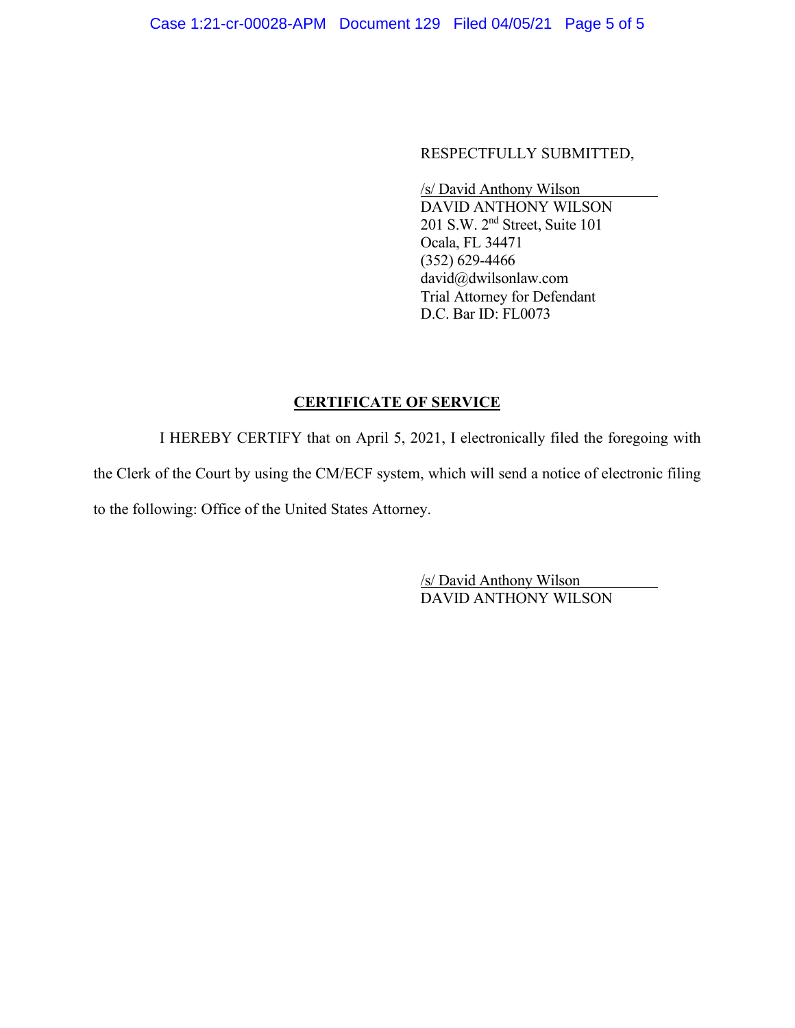RESPECTFULLY SUBMITTED,

/s/ David Anthony Wilson
DAVID ANTHONY WILSON
201 S.W. 2nd Street, Suite 101
Ocala, FL 34471
(352) 629-4466
david@dwilsonlaw.com
Trial Attorney for Defendant
D.C. Bar ID: FL0073

## CERTIFICATE OF SERVICE

I HEREBY CERTIFY that on April 5, 2021, I electronically filed the foregoing with the Clerk of the Court by using the CM/ECF system, which will send a notice of electronic filing to the following: Office of the United States Attorney.

/s/ David Anthony Wilson
DAVID ANTHONY WILSON